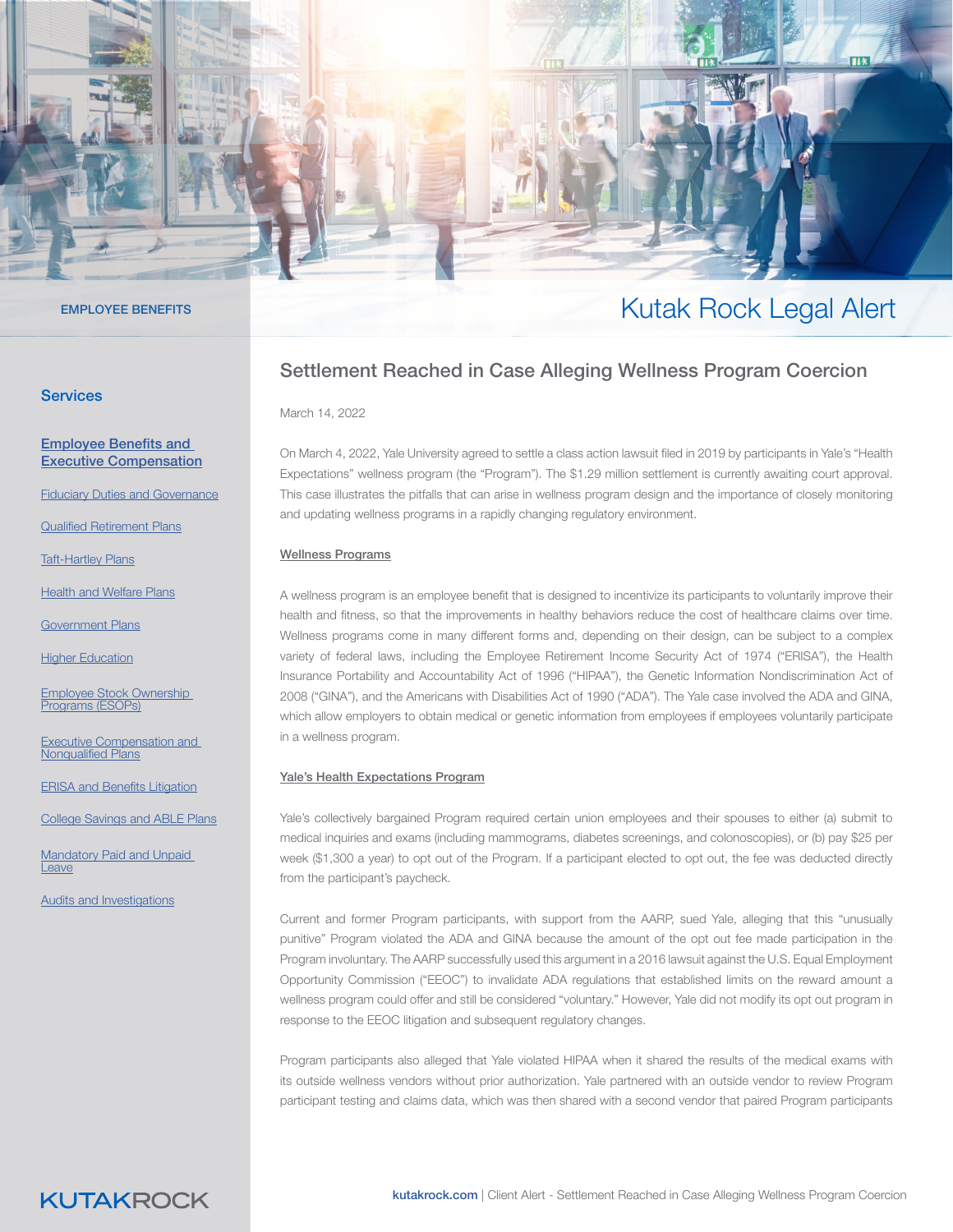EMPLOYEE BENEFITS

# Kutak Rock Legal Alert

## Services

**Employee Benefits and Executive Compensation**

- Fiduciary Duties and Governance
- Qualified Retirement Plans
- Taft-Hartley Plans
- Health and Welfare Plans
- Government Plans
- Higher Education
- Employee Stock Ownership Programs (ESOPs)
- Executive Compensation and Nonqualified Plans
- ERISA and Benefits Litigation
- College Savings and ABLE Plans
- Mandatory Paid and Unpaid Leave
- Audits and Investigations

## Settlement Reached in Case Alleging Wellness Program Coercion

March 14, 2022

On March 4, 2022, Yale University agreed to settle a class action lawsuit filed in 2019 by participants in Yale's "Health Expectations" wellness program (the "Program"). The $1.29 million settlement is currently awaiting court approval. This case illustrates the pitfalls that can arise in wellness program design and the importance of closely monitoring and updating wellness programs in a rapidly changing regulatory environment.

### Wellness Programs

A wellness program is an employee benefit that is designed to incentivize its participants to voluntarily improve their health and fitness, so that the improvements in healthy behaviors reduce the cost of healthcare claims over time. Wellness programs come in many different forms and, depending on their design, can be subject to a complex variety of federal laws, including the Employee Retirement Income Security Act of 1974 ("ERISA"), the Health Insurance Portability and Accountability Act of 1996 ("HIPAA"), the Genetic Information Nondiscrimination Act of 2008 ("GINA"), and the Americans with Disabilities Act of 1990 ("ADA"). The Yale case involved the ADA and GINA, which allow employers to obtain medical or genetic information from employees if employees voluntarily participate in a wellness program.

### Yale's Health Expectations Program

Yale's collectively bargained Program required certain union employees and their spouses to either (a) submit to medical inquiries and exams (including mammograms, diabetes screenings, and colonoscopies), or (b) pay $25 per week ($1,300 a year) to opt out of the Program. If a participant elected to opt out, the fee was deducted directly from the participant's paycheck.

Current and former Program participants, with support from the AARP, sued Yale, alleging that this "unusually punitive" Program violated the ADA and GINA because the amount of the opt out fee made participation in the Program involuntary. The AARP successfully used this argument in a 2016 lawsuit against the U.S. Equal Employment Opportunity Commission ("EEOC") to invalidate ADA regulations that established limits on the reward amount a wellness program could offer and still be considered "voluntary." However, Yale did not modify its opt out program in response to the EEOC litigation and subsequent regulatory changes.

Program participants also alleged that Yale violated HIPAA when it shared the results of the medical exams with its outside wellness vendors without prior authorization. Yale partnered with an outside vendor to review Program participant testing and claims data, which was then shared with a second vendor that paired Program participants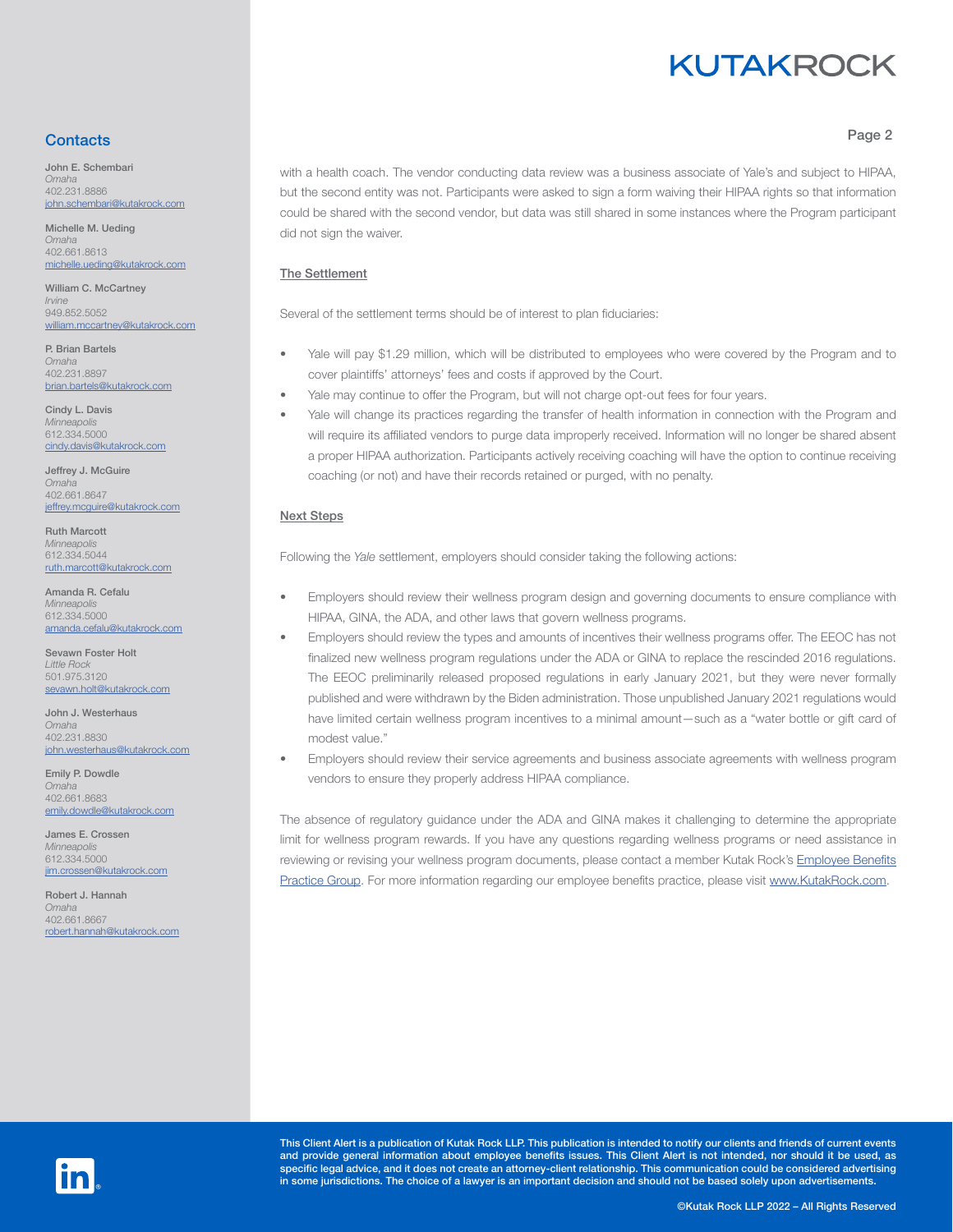## Contacts

John E. Schembari
*Omaha*
402.231.8886
john.schembari@kutakrock.com

Michelle M. Ueding
*Omaha*
402.661.8613
michelle.ueding@kutakrock.com

William C. McCartney
*Irvine*
949.852.5052
william.mccartney@kutakrock.com

P. Brian Bartels
*Omaha*
402.231.8897
brian.bartels@kutakrock.com

Cindy L. Davis
*Minneapolis*
612.334.5000
cindy.davis@kutakrock.com

Jeffrey J. McGuire
*Omaha*
402.661.8647
jeffrey.mcguire@kutakrock.com

Ruth Marcott
*Minneapolis*
612.334.5044
ruth.marcott@kutakrock.com

Amanda R. Cefalu
*Minneapolis*
612.334.5000
amanda.cefalu@kutakrock.com

Sevawn Foster Holt
*Little Rock*
501.975.3120
sevawn.holt@kutakrock.com

John J. Westerhaus
*Omaha*
402.231.8830
john.westerhaus@kutakrock.com

Emily P. Dowdle
*Omaha*
402.661.8683
emily.dowdle@kutakrock.com

James E. Crossen
*Minneapolis*
612.334.5000
jim.crossen@kutakrock.com

Robert J. Hannah
*Omaha*
402.661.8667
robert.hannah@kutakrock.com

with a health coach. The vendor conducting data review was a business associate of Yale's and subject to HIPAA, but the second entity was not. Participants were asked to sign a form waiving their HIPAA rights so that information could be shared with the second vendor, but data was still shared in some instances where the Program participant did not sign the waiver.

### The Settlement

Several of the settlement terms should be of interest to plan fiduciaries:

- Yale will pay $1.29 million, which will be distributed to employees who were covered by the Program and to cover plaintiffs' attorneys' fees and costs if approved by the Court.
- Yale may continue to offer the Program, but will not charge opt-out fees for four years.
- Yale will change its practices regarding the transfer of health information in connection with the Program and will require its affiliated vendors to purge data improperly received. Information will no longer be shared absent a proper HIPAA authorization. Participants actively receiving coaching will have the option to continue receiving coaching (or not) and have their records retained or purged, with no penalty.

### Next Steps

Following the *Yale* settlement, employers should consider taking the following actions:

- Employers should review their wellness program design and governing documents to ensure compliance with HIPAA, GINA, the ADA, and other laws that govern wellness programs.
- Employers should review the types and amounts of incentives their wellness programs offer. The EEOC has not finalized new wellness program regulations under the ADA or GINA to replace the rescinded 2016 regulations. The EEOC preliminarily released proposed regulations in early January 2021, but they were never formally published and were withdrawn by the Biden administration. Those unpublished January 2021 regulations would have limited certain wellness program incentives to a minimal amount—such as a "water bottle or gift card of modest value."
- Employers should review their service agreements and business associate agreements with wellness program vendors to ensure they properly address HIPAA compliance.

The absence of regulatory guidance under the ADA and GINA makes it challenging to determine the appropriate limit for wellness program rewards. If you have any questions regarding wellness programs or need assistance in reviewing or revising your wellness program documents, please contact a member Kutak Rock's Employee Benefits Practice Group. For more information regarding our employee benefits practice, please visit www.KutakRock.com.

**This Client Alert is a publication of Kutak Rock LLP. This publication is intended to notify our clients and friends of current events and provide general information about employee benefits issues. This Client Alert is not intended, nor should it be used, as specific legal advice, and it does not create an attorney-client relationship. This communication could be considered advertising in some jurisdictions. The choice of a lawyer is an important decision and should not be based solely upon advertisements.**

©Kutak Rock LLP 2022 – All Rights Reserved